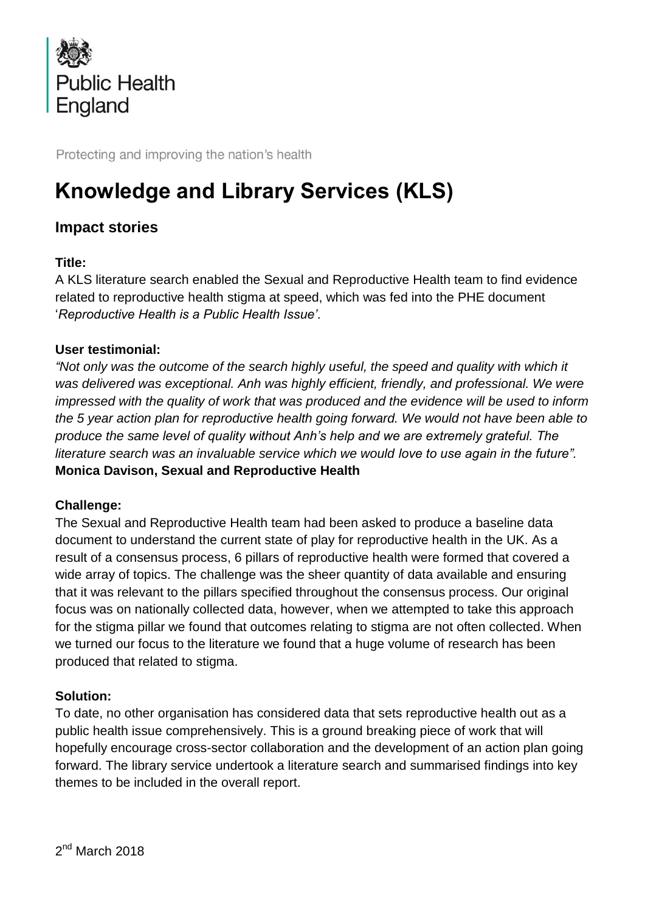Public Health England

Protecting and improving the nation's health

# Knowledge and Library Services (KLS)

## Impact stories

**Title:**

A KLS literature search enabled the Sexual and Reproductive Health team to find evidence related to reproductive health stigma at speed, which was fed into the PHE document '*Reproductive Health is a Public Health Issue*'.

**User testimonial:**

*"Not only was the outcome of the search highly useful, the speed and quality with which it was delivered was exceptional. Anh was highly efficient, friendly, and professional. We were impressed with the quality of work that was produced and the evidence will be used to inform the 5 year action plan for reproductive health going forward. We would not have been able to produce the same level of quality without Anh's help and we are extremely grateful. The literature search was an invaluable service which we would love to use again in the future".*
**Monica Davison, Sexual and Reproductive Health**

**Challenge:**

The Sexual and Reproductive Health team had been asked to produce a baseline data document to understand the current state of play for reproductive health in the UK. As a result of a consensus process, 6 pillars of reproductive health were formed that covered a wide array of topics. The challenge was the sheer quantity of data available and ensuring that it was relevant to the pillars specified throughout the consensus process. Our original focus was on nationally collected data, however, when we attempted to take this approach for the stigma pillar we found that outcomes relating to stigma are not often collected. When we turned our focus to the literature we found that a huge volume of research has been produced that related to stigma.

**Solution:**

To date, no other organisation has considered data that sets reproductive health out as a public health issue comprehensively. This is a ground breaking piece of work that will hopefully encourage cross-sector collaboration and the development of an action plan going forward. The library service undertook a literature search and summarised findings into key themes to be included in the overall report.

2nd March 2018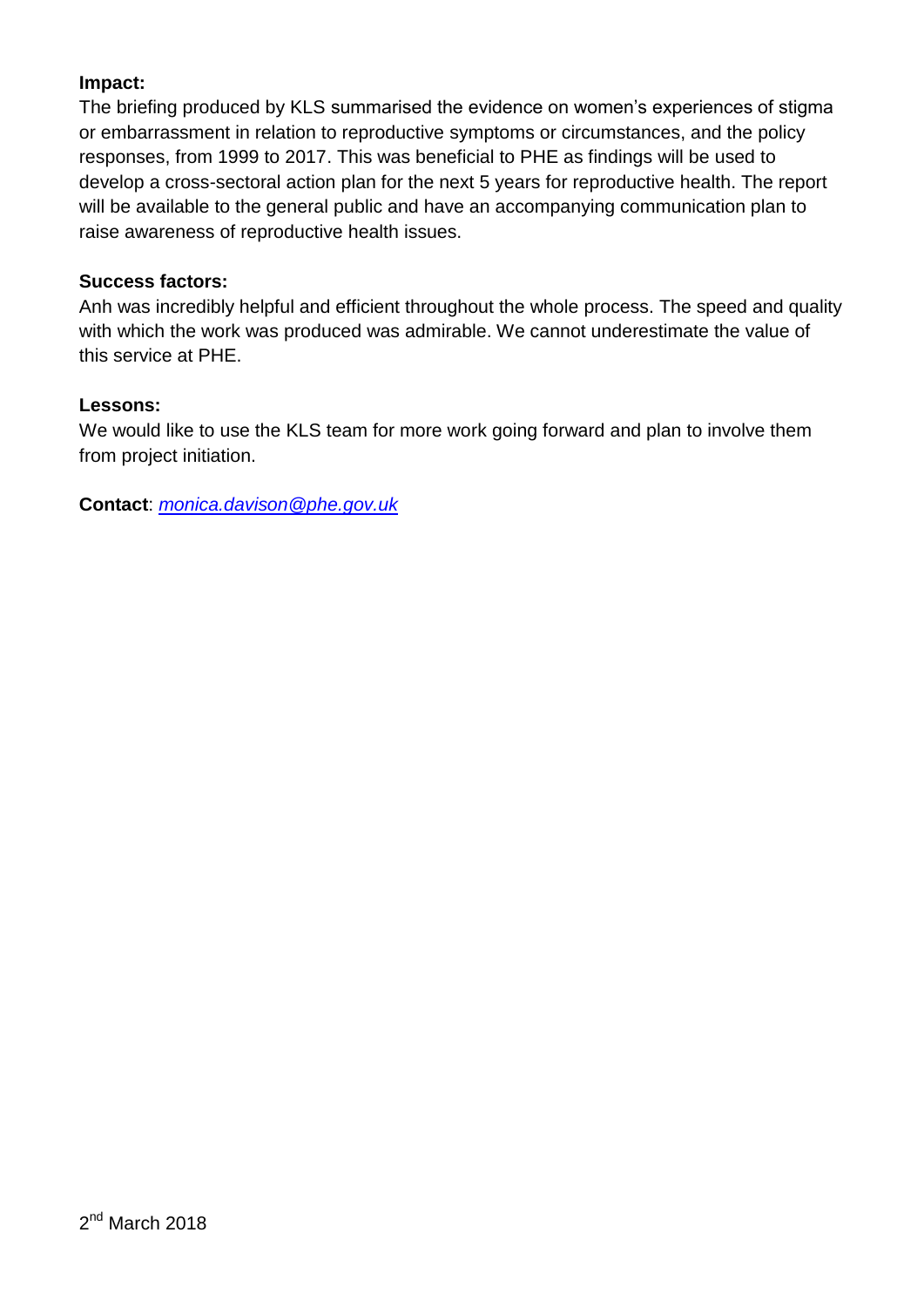**Impact:**
The briefing produced by KLS summarised the evidence on women's experiences of stigma or embarrassment in relation to reproductive symptoms or circumstances, and the policy responses, from 1999 to 2017. This was beneficial to PHE as findings will be used to develop a cross-sectoral action plan for the next 5 years for reproductive health. The report will be available to the general public and have an accompanying communication plan to raise awareness of reproductive health issues.

**Success factors:**
Anh was incredibly helpful and efficient throughout the whole process. The speed and quality with which the work was produced was admirable. We cannot underestimate the value of this service at PHE.

**Lessons:**
We would like to use the KLS team for more work going forward and plan to involve them from project initiation.

**Contact**: *monica.davison@phe.gov.uk*

2nd March 2018